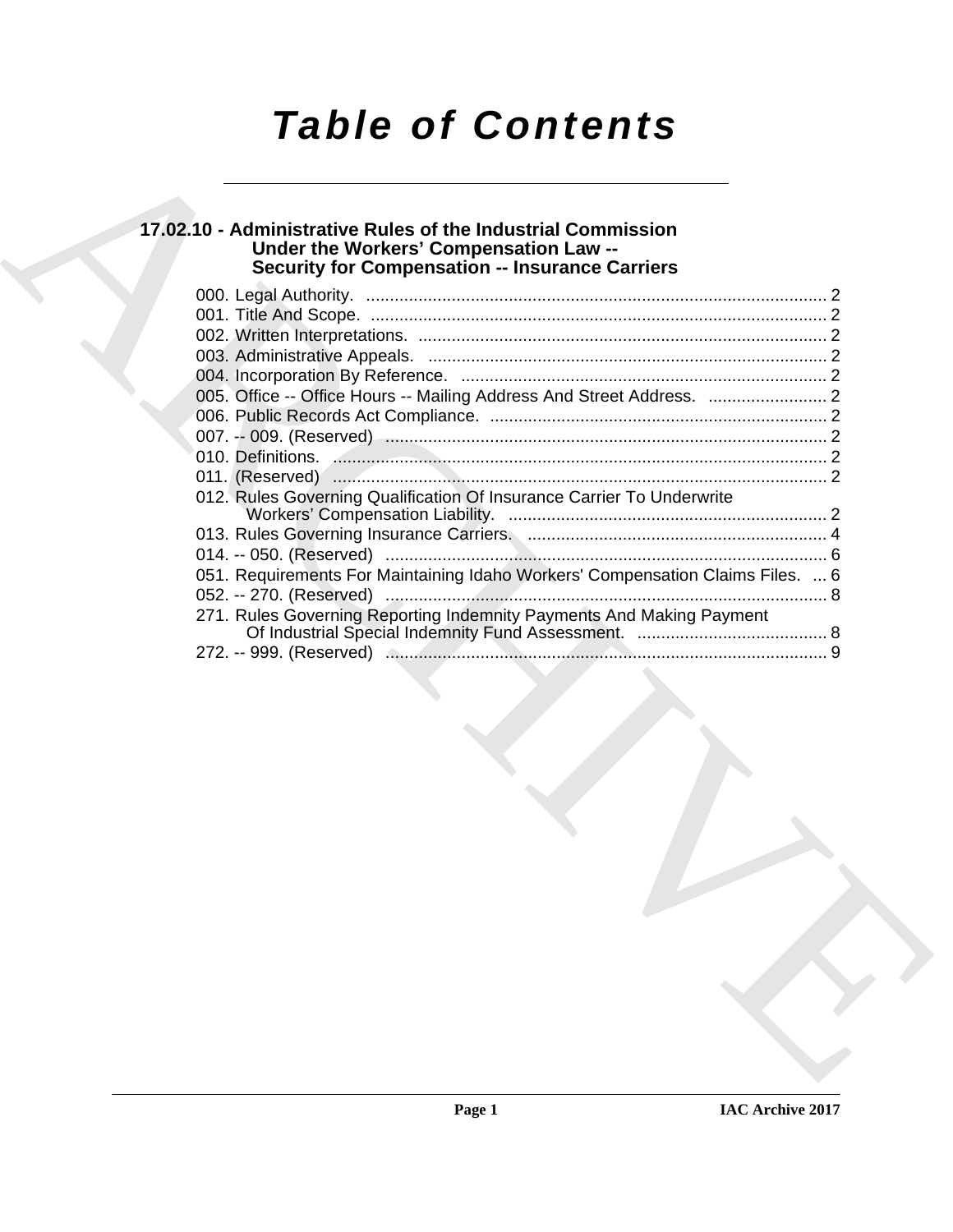# *Table of Contents*

## 17.02.10 - Administrative Rules of the Industrial Commission Under the Workers' Compensation Law -- Security for Compensation -- Insurance Carriers

000. Legal Authority. ..... 2
001. Title And Scope. ..... 2
002. Written Interpretations. ..... 2
003. Administrative Appeals. ..... 2
004. Incorporation By Reference. ..... 2
005. Office -- Office Hours -- Mailing Address And Street Address. ..... 2
006. Public Records Act Compliance. ..... 2
007. -- 009. (Reserved) ..... 2
010. Definitions. ..... 2
011. (Reserved) ..... 2
012. Rules Governing Qualification Of Insurance Carrier To Underwrite Workers' Compensation Liability. ..... 2
013. Rules Governing Insurance Carriers. ..... 4
014. -- 050. (Reserved) ..... 6
051. Requirements For Maintaining Idaho Workers' Compensation Claims Files. ..... 6
052. -- 270. (Reserved) ..... 8
271. Rules Governing Reporting Indemnity Payments And Making Payment Of Industrial Special Indemnity Fund Assessment. ..... 8
272. -- 999. (Reserved) ..... 9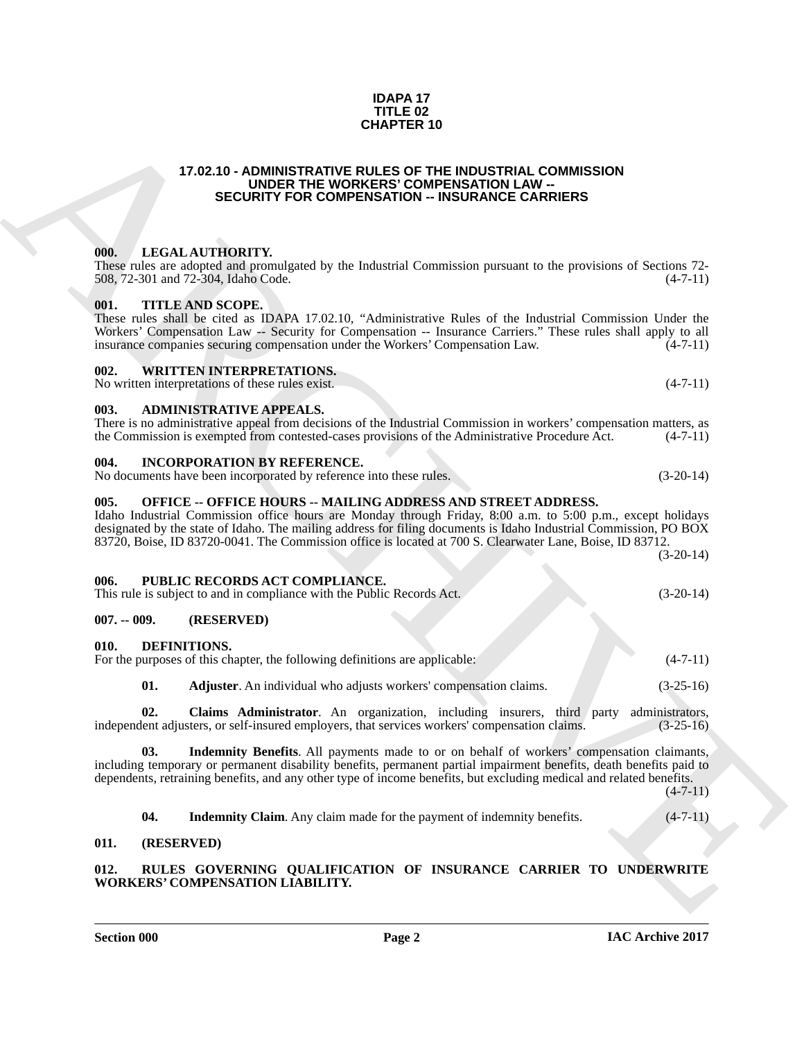**IDAPA 17**
**TITLE 02**
**CHAPTER 10**

# 17.02.10 - ADMINISTRATIVE RULES OF THE INDUSTRIAL COMMISSION UNDER THE WORKERS' COMPENSATION LAW -- SECURITY FOR COMPENSATION -- INSURANCE CARRIERS

## 000. LEGAL AUTHORITY.

These rules are adopted and promulgated by the Industrial Commission pursuant to the provisions of Sections 72-508, 72-301 and 72-304, Idaho Code. (4-7-11)

## 001. TITLE AND SCOPE.

These rules shall be cited as IDAPA 17.02.10, "Administrative Rules of the Industrial Commission Under the Workers' Compensation Law -- Security for Compensation -- Insurance Carriers." These rules shall apply to all insurance companies securing compensation under the Workers' Compensation Law. (4-7-11)

## 002. WRITTEN INTERPRETATIONS.

No written interpretations of these rules exist. (4-7-11)

## 003. ADMINISTRATIVE APPEALS.

There is no administrative appeal from decisions of the Industrial Commission in workers' compensation matters, as the Commission is exempted from contested-cases provisions of the Administrative Procedure Act. (4-7-11)

## 004. INCORPORATION BY REFERENCE.

No documents have been incorporated by reference into these rules. (3-20-14)

## 005. OFFICE -- OFFICE HOURS -- MAILING ADDRESS AND STREET ADDRESS.

Idaho Industrial Commission office hours are Monday through Friday, 8:00 a.m. to 5:00 p.m., except holidays designated by the state of Idaho. The mailing address for filing documents is Idaho Industrial Commission, PO BOX 83720, Boise, ID 83720-0041. The Commission office is located at 700 S. Clearwater Lane, Boise, ID 83712. (3-20-14)

## 006. PUBLIC RECORDS ACT COMPLIANCE.

This rule is subject to and in compliance with the Public Records Act. (3-20-14)

## 007. -- 009. (RESERVED)

## 010. DEFINITIONS.

For the purposes of this chapter, the following definitions are applicable: (4-7-11)

**01. Adjuster**. An individual who adjusts workers' compensation claims. (3-25-16)

**02. Claims Administrator**. An organization, including insurers, third party administrators, independent adjusters, or self-insured employers, that services workers' compensation claims. (3-25-16)

**03. Indemnity Benefits**. All payments made to or on behalf of workers' compensation claimants, including temporary or permanent disability benefits, permanent partial impairment benefits, death benefits paid to dependents, retraining benefits, and any other type of income benefits, but excluding medical and related benefits. (4-7-11)

**04. Indemnity Claim**. Any claim made for the payment of indemnity benefits. (4-7-11)

## 011. (RESERVED)

## 012. RULES GOVERNING QUALIFICATION OF INSURANCE CARRIER TO UNDERWRITE WORKERS' COMPENSATION LIABILITY.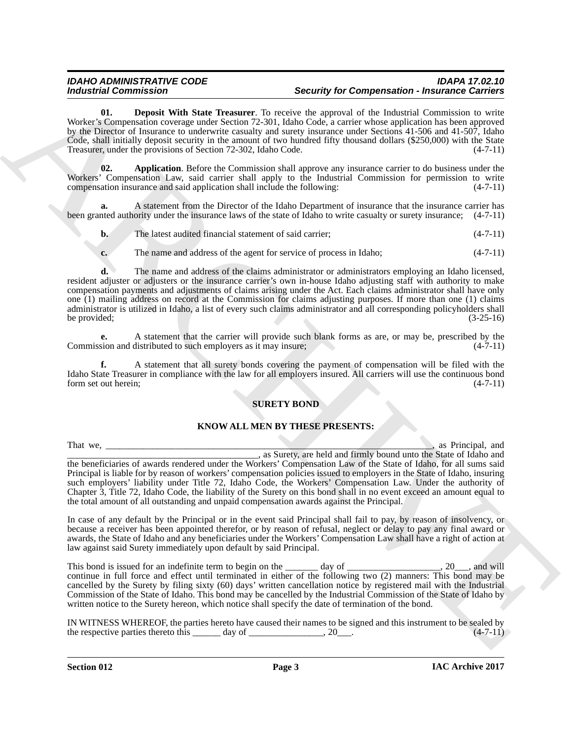**01. Deposit With State Treasurer**. To receive the approval of the Industrial Commission to write Worker's Compensation coverage under Section 72-301, Idaho Code, a carrier whose application has been approved by the Director of Insurance to underwrite casualty and surety insurance under Sections 41-506 and 41-507, Idaho Code, shall initially deposit security in the amount of two hundred fifty thousand dollars ($250,000) with the State Treasurer, under the provisions of Section 72-302, Idaho Code. (4-7-11)

**02. Application**. Before the Commission shall approve any insurance carrier to do business under the Workers' Compensation Law, said carrier shall apply to the Industrial Commission for permission to write compensation insurance and said application shall include the following: (4-7-11)

**a.** A statement from the Director of the Idaho Department of insurance that the insurance carrier has been granted authority under the insurance laws of the state of Idaho to write casualty or surety insurance; (4-7-11)

**b.** The latest audited financial statement of said carrier; (4-7-11)

**c.** The name and address of the agent for service of process in Idaho; (4-7-11)

**d.** The name and address of the claims administrator or administrators employing an Idaho licensed, resident adjuster or adjusters or the insurance carrier's own in-house Idaho adjusting staff with authority to make compensation payments and adjustments of claims arising under the Act. Each claims administrator shall have only one (1) mailing address on record at the Commission for claims adjusting purposes. If more than one (1) claims administrator is utilized in Idaho, a list of every such claims administrator and all corresponding policyholders shall be provided; (3-25-16)

**e.** A statement that the carrier will provide such blank forms as are, or may be, prescribed by the Commission and distributed to such employers as it may insure; (4-7-11)

**f.** A statement that all surety bonds covering the payment of compensation will be filed with the Idaho State Treasurer in compliance with the law for all employers insured. All carriers will use the continuous bond form set out herein; (4-7-11)

**SURETY BOND**

**KNOW ALL MEN BY THESE PRESENTS:**

That we, ______________________________________________________________________, as Principal, and ____________________________________, as Surety, are held and firmly bound unto the State of Idaho and the beneficiaries of awards rendered under the Workers' Compensation Law of the State of Idaho, for all sums said Principal is liable for by reason of workers' compensation policies issued to employers in the State of Idaho, insuring such employers' liability under Title 72, Idaho Code, the Workers' Compensation Law. Under the authority of Chapter 3, Title 72, Idaho Code, the liability of the Surety on this bond shall in no event exceed an amount equal to the total amount of all outstanding and unpaid compensation awards against the Principal.

In case of any default by the Principal or in the event said Principal shall fail to pay, by reason of insolvency, or because a receiver has been appointed therefor, or by reason of refusal, neglect or delay to pay any final award or awards, the State of Idaho and any beneficiaries under the Workers' Compensation Law shall have a right of action at law against said Surety immediately upon default by said Principal.

This bond is issued for an indefinite term to begin on the _______ day of ___________________, 20___, and will continue in full force and effect until terminated in either of the following two (2) manners: This bond may be cancelled by the Surety by filing sixty (60) days' written cancellation notice by registered mail with the Industrial Commission of the State of Idaho. This bond may be cancelled by the Industrial Commission of the State of Idaho by written notice to the Surety hereon, which notice shall specify the date of termination of the bond.

IN WITNESS WHEREOF, the parties hereto have caused their names to be signed and this instrument to be sealed by the respective parties thereto this ______ day of ________________, 20___. (4-7-11)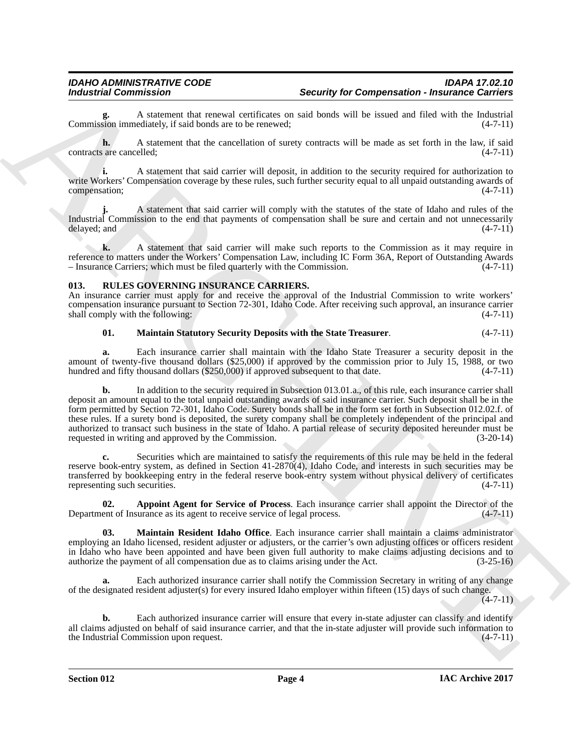**g.** A statement that renewal certificates on said bonds will be issued and filed with the Industrial Commission immediately, if said bonds are to be renewed; (4-7-11)

**h.** A statement that the cancellation of surety contracts will be made as set forth in the law, if said contracts are cancelled; (4-7-11)

**i.** A statement that said carrier will deposit, in addition to the security required for authorization to write Workers' Compensation coverage by these rules, such further security equal to all unpaid outstanding awards of compensation; (4-7-11)

**j.** A statement that said carrier will comply with the statutes of the state of Idaho and rules of the Industrial Commission to the end that payments of compensation shall be sure and certain and not unnecessarily delayed; and (4-7-11)

**k.** A statement that said carrier will make such reports to the Commission as it may require in reference to matters under the Workers' Compensation Law, including IC Form 36A, Report of Outstanding Awards – Insurance Carriers; which must be filed quarterly with the Commission. (4-7-11)

**013. RULES GOVERNING INSURANCE CARRIERS.**

An insurance carrier must apply for and receive the approval of the Industrial Commission to write workers' compensation insurance pursuant to Section 72-301, Idaho Code. After receiving such approval, an insurance carrier shall comply with the following: (4-7-11)

**01. Maintain Statutory Security Deposits with the State Treasurer**. (4-7-11)

**a.** Each insurance carrier shall maintain with the Idaho State Treasurer a security deposit in the amount of twenty-five thousand dollars ($25,000) if approved by the commission prior to July 15, 1988, or two hundred and fifty thousand dollars ($250,000) if approved subsequent to that date. (4-7-11)

**b.** In addition to the security required in Subsection 013.01.a., of this rule, each insurance carrier shall deposit an amount equal to the total unpaid outstanding awards of said insurance carrier. Such deposit shall be in the form permitted by Section 72-301, Idaho Code. Surety bonds shall be in the form set forth in Subsection 012.02.f. of these rules. If a surety bond is deposited, the surety company shall be completely independent of the principal and authorized to transact such business in the state of Idaho. A partial release of security deposited hereunder must be requested in writing and approved by the Commission. (3-20-14)

**c.** Securities which are maintained to satisfy the requirements of this rule may be held in the federal reserve book-entry system, as defined in Section 41-2870(4), Idaho Code, and interests in such securities may be transferred by bookkeeping entry in the federal reserve book-entry system without physical delivery of certificates representing such securities. (4-7-11)

**02. Appoint Agent for Service of Process**. Each insurance carrier shall appoint the Director of the Department of Insurance as its agent to receive service of legal process. (4-7-11)

**03. Maintain Resident Idaho Office**. Each insurance carrier shall maintain a claims administrator employing an Idaho licensed, resident adjuster or adjusters, or the carrier's own adjusting offices or officers resident in Idaho who have been appointed and have been given full authority to make claims adjusting decisions and to authorize the payment of all compensation due as to claims arising under the Act. (3-25-16)

**a.** Each authorized insurance carrier shall notify the Commission Secretary in writing of any change of the designated resident adjuster(s) for every insured Idaho employer within fifteen (15) days of such change. (4-7-11)

**b.** Each authorized insurance carrier will ensure that every in-state adjuster can classify and identify all claims adjusted on behalf of said insurance carrier, and that the in-state adjuster will provide such information to the Industrial Commission upon request. (4-7-11)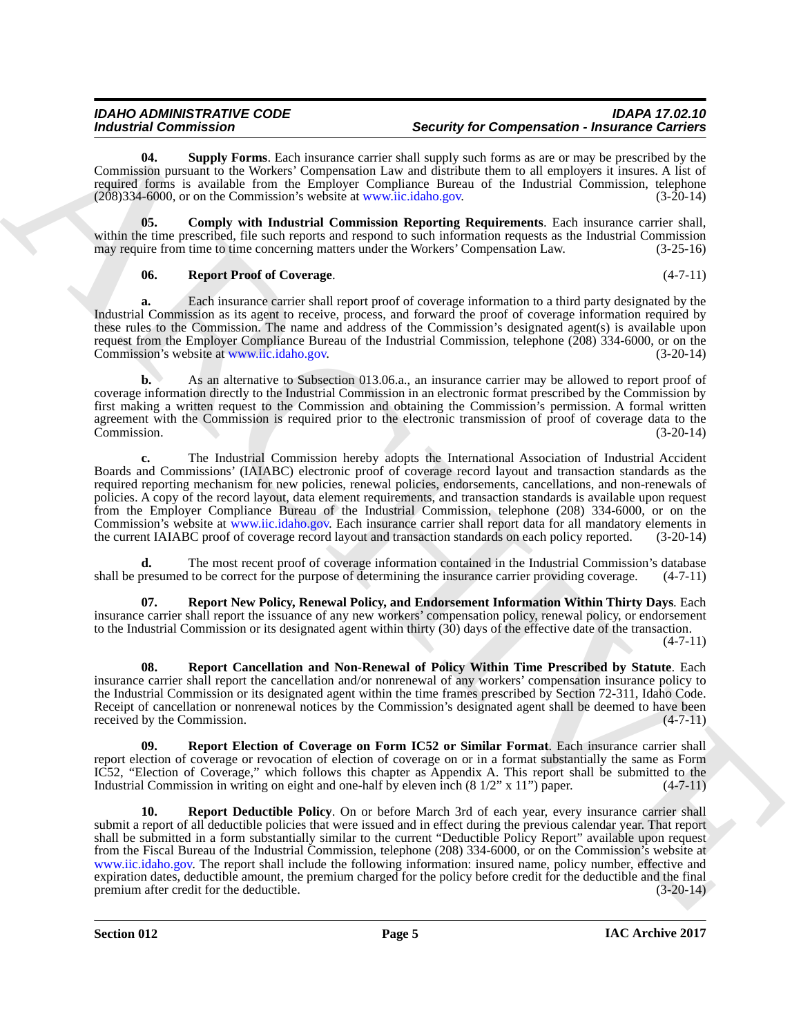**04. Supply Forms**. Each insurance carrier shall supply such forms as are or may be prescribed by the Commission pursuant to the Workers' Compensation Law and distribute them to all employers it insures. A list of required forms is available from the Employer Compliance Bureau of the Industrial Commission, telephone (208)334-6000, or on the Commission's website at www.iic.idaho.gov. (3-20-14)

**05. Comply with Industrial Commission Reporting Requirements**. Each insurance carrier shall, within the time prescribed, file such reports and respond to such information requests as the Industrial Commission may require from time to time concerning matters under the Workers' Compensation Law. (3-25-16)

**06. Report Proof of Coverage**. (4-7-11)

**a.** Each insurance carrier shall report proof of coverage information to a third party designated by the Industrial Commission as its agent to receive, process, and forward the proof of coverage information required by these rules to the Commission. The name and address of the Commission's designated agent(s) is available upon request from the Employer Compliance Bureau of the Industrial Commission, telephone (208) 334-6000, or on the Commission's website at www.iic.idaho.gov. (3-20-14)

**b.** As an alternative to Subsection 013.06.a., an insurance carrier may be allowed to report proof of coverage information directly to the Industrial Commission in an electronic format prescribed by the Commission by first making a written request to the Commission and obtaining the Commission's permission. A formal written agreement with the Commission is required prior to the electronic transmission of proof of coverage data to the Commission. (3-20-14)

**c.** The Industrial Commission hereby adopts the International Association of Industrial Accident Boards and Commissions' (IAIABC) electronic proof of coverage record layout and transaction standards as the required reporting mechanism for new policies, renewal policies, endorsements, cancellations, and non-renewals of policies. A copy of the record layout, data element requirements, and transaction standards is available upon request from the Employer Compliance Bureau of the Industrial Commission, telephone (208) 334-6000, or on the Commission's website at www.iic.idaho.gov. Each insurance carrier shall report data for all mandatory elements in the current IAIABC proof of coverage record layout and transaction standards on each policy reported. (3-20-14)

**d.** The most recent proof of coverage information contained in the Industrial Commission's database shall be presumed to be correct for the purpose of determining the insurance carrier providing coverage. (4-7-11)

**07. Report New Policy, Renewal Policy, and Endorsement Information Within Thirty Days**. Each insurance carrier shall report the issuance of any new workers' compensation policy, renewal policy, or endorsement to the Industrial Commission or its designated agent within thirty (30) days of the effective date of the transaction. (4-7-11)

**08. Report Cancellation and Non-Renewal of Policy Within Time Prescribed by Statute**. Each insurance carrier shall report the cancellation and/or nonrenewal of any workers' compensation insurance policy to the Industrial Commission or its designated agent within the time frames prescribed by Section 72-311, Idaho Code. Receipt of cancellation or nonrenewal notices by the Commission's designated agent shall be deemed to have been received by the Commission. (4-7-11)

**09. Report Election of Coverage on Form IC52 or Similar Format**. Each insurance carrier shall report election of coverage or revocation of election of coverage on or in a format substantially the same as Form IC52, "Election of Coverage," which follows this chapter as Appendix A. This report shall be submitted to the Industrial Commission in writing on eight and one-half by eleven inch (8 1/2" x 11") paper. (4-7-11)

**10. Report Deductible Policy**. On or before March 3rd of each year, every insurance carrier shall submit a report of all deductible policies that were issued and in effect during the previous calendar year. That report shall be submitted in a form substantially similar to the current "Deductible Policy Report" available upon request from the Fiscal Bureau of the Industrial Commission, telephone (208) 334-6000, or on the Commission's website at www.iic.idaho.gov. The report shall include the following information: insured name, policy number, effective and expiration dates, deductible amount, the premium charged for the policy before credit for the deductible and the final premium after credit for the deductible. (3-20-14)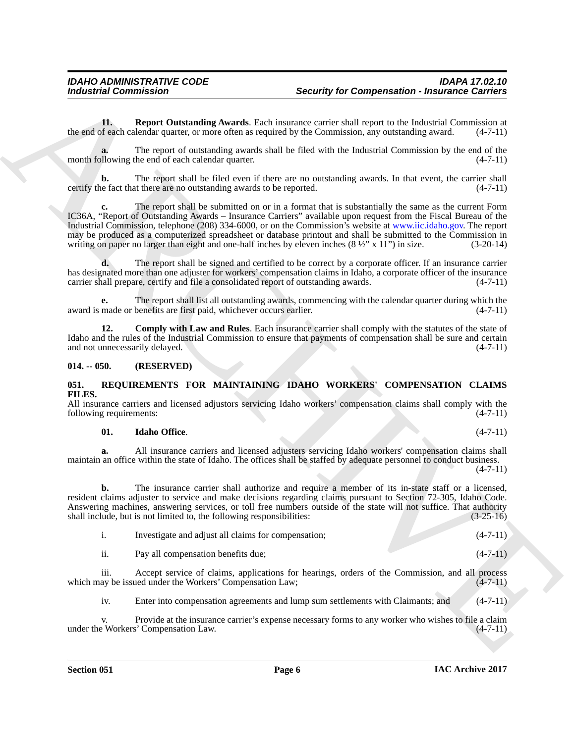**11. Report Outstanding Awards**. Each insurance carrier shall report to the Industrial Commission at the end of each calendar quarter, or more often as required by the Commission, any outstanding award. (4-7-11)

**a.** The report of outstanding awards shall be filed with the Industrial Commission by the end of the month following the end of each calendar quarter. (4-7-11)

**b.** The report shall be filed even if there are no outstanding awards. In that event, the carrier shall certify the fact that there are no outstanding awards to be reported. (4-7-11)

**c.** The report shall be submitted on or in a format that is substantially the same as the current Form IC36A, "Report of Outstanding Awards – Insurance Carriers" available upon request from the Fiscal Bureau of the Industrial Commission, telephone (208) 334-6000, or on the Commission's website at www.iic.idaho.gov. The report may be produced as a computerized spreadsheet or database printout and shall be submitted to the Commission in writing on paper no larger than eight and one-half inches by eleven inches (8 ½" x 11") in size. (3-20-14)

**d.** The report shall be signed and certified to be correct by a corporate officer. If an insurance carrier has designated more than one adjuster for workers' compensation claims in Idaho, a corporate officer of the insurance carrier shall prepare, certify and file a consolidated report of outstanding awards. (4-7-11)

**e.** The report shall list all outstanding awards, commencing with the calendar quarter during which the award is made or benefits are first paid, whichever occurs earlier. (4-7-11)

**12. Comply with Law and Rules**. Each insurance carrier shall comply with the statutes of the state of Idaho and the rules of the Industrial Commission to ensure that payments of compensation shall be sure and certain and not unnecessarily delayed. (4-7-11)

## 014. -- 050. (RESERVED)

## 051. REQUIREMENTS FOR MAINTAINING IDAHO WORKERS' COMPENSATION CLAIMS FILES.

All insurance carriers and licensed adjustors servicing Idaho workers' compensation claims shall comply with the following requirements: (4-7-11)

**01. Idaho Office**. (4-7-11)

**a.** All insurance carriers and licensed adjusters servicing Idaho workers' compensation claims shall maintain an office within the state of Idaho. The offices shall be staffed by adequate personnel to conduct business. (4-7-11)

**b.** The insurance carrier shall authorize and require a member of its in-state staff or a licensed, resident claims adjuster to service and make decisions regarding claims pursuant to Section 72-305, Idaho Code. Answering machines, answering services, or toll free numbers outside of the state will not suffice. That authority shall include, but is not limited to, the following responsibilities: (3-25-16)

i. Investigate and adjust all claims for compensation; (4-7-11)

ii. Pay all compensation benefits due; (4-7-11)

iii. Accept service of claims, applications for hearings, orders of the Commission, and all process which may be issued under the Workers' Compensation Law; (4-7-11)

iv. Enter into compensation agreements and lump sum settlements with Claimants; and (4-7-11)

v. Provide at the insurance carrier's expense necessary forms to any worker who wishes to file a claim under the Workers' Compensation Law. (4-7-11)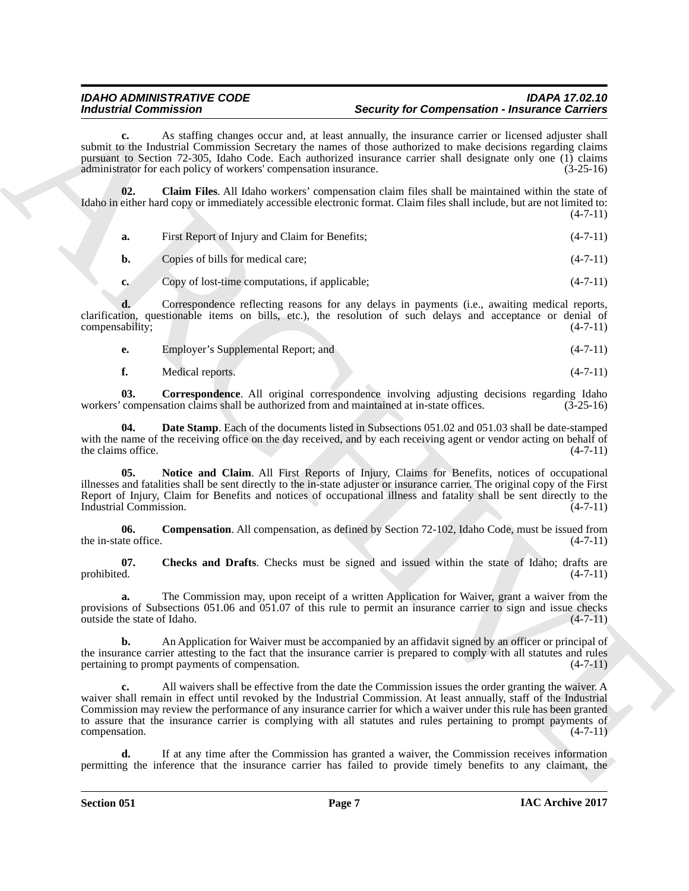**c.** As staffing changes occur and, at least annually, the insurance carrier or licensed adjuster shall submit to the Industrial Commission Secretary the names of those authorized to make decisions regarding claims pursuant to Section 72-305, Idaho Code. Each authorized insurance carrier shall designate only one (1) claims administrator for each policy of workers' compensation insurance. (3-25-16)

**02. Claim Files**. All Idaho workers' compensation claim files shall be maintained within the state of Idaho in either hard copy or immediately accessible electronic format. Claim files shall include, but are not limited to: (4-7-11)

**a.** First Report of Injury and Claim for Benefits; (4-7-11)

**b.** Copies of bills for medical care; (4-7-11)

**c.** Copy of lost-time computations, if applicable; (4-7-11)

**d.** Correspondence reflecting reasons for any delays in payments (i.e., awaiting medical reports, clarification, questionable items on bills, etc.), the resolution of such delays and acceptance or denial of compensability; (4-7-11)

**e.** Employer's Supplemental Report; and (4-7-11)

**f.** Medical reports. (4-7-11)

**03. Correspondence**. All original correspondence involving adjusting decisions regarding Idaho workers' compensation claims shall be authorized from and maintained at in-state offices. (3-25-16)

**04. Date Stamp**. Each of the documents listed in Subsections 051.02 and 051.03 shall be date-stamped with the name of the receiving office on the day received, and by each receiving agent or vendor acting on behalf of the claims office. (4-7-11)

**05. Notice and Claim**. All First Reports of Injury, Claims for Benefits, notices of occupational illnesses and fatalities shall be sent directly to the in-state adjuster or insurance carrier. The original copy of the First Report of Injury, Claim for Benefits and notices of occupational illness and fatality shall be sent directly to the Industrial Commission. (4-7-11)

**06. Compensation**. All compensation, as defined by Section 72-102, Idaho Code, must be issued from the in-state office. (4-7-11)

**07. Checks and Drafts**. Checks must be signed and issued within the state of Idaho; drafts are prohibited. (4-7-11)

**a.** The Commission may, upon receipt of a written Application for Waiver, grant a waiver from the provisions of Subsections 051.06 and 051.07 of this rule to permit an insurance carrier to sign and issue checks outside the state of Idaho. (4-7-11)

**b.** An Application for Waiver must be accompanied by an affidavit signed by an officer or principal of the insurance carrier attesting to the fact that the insurance carrier is prepared to comply with all statutes and rules pertaining to prompt payments of compensation. (4-7-11)

**c.** All waivers shall be effective from the date the Commission issues the order granting the waiver. A waiver shall remain in effect until revoked by the Industrial Commission. At least annually, staff of the Industrial Commission may review the performance of any insurance carrier for which a waiver under this rule has been granted to assure that the insurance carrier is complying with all statutes and rules pertaining to prompt payments of compensation. (4-7-11)

**d.** If at any time after the Commission has granted a waiver, the Commission receives information permitting the inference that the insurance carrier has failed to provide timely benefits to any claimant, the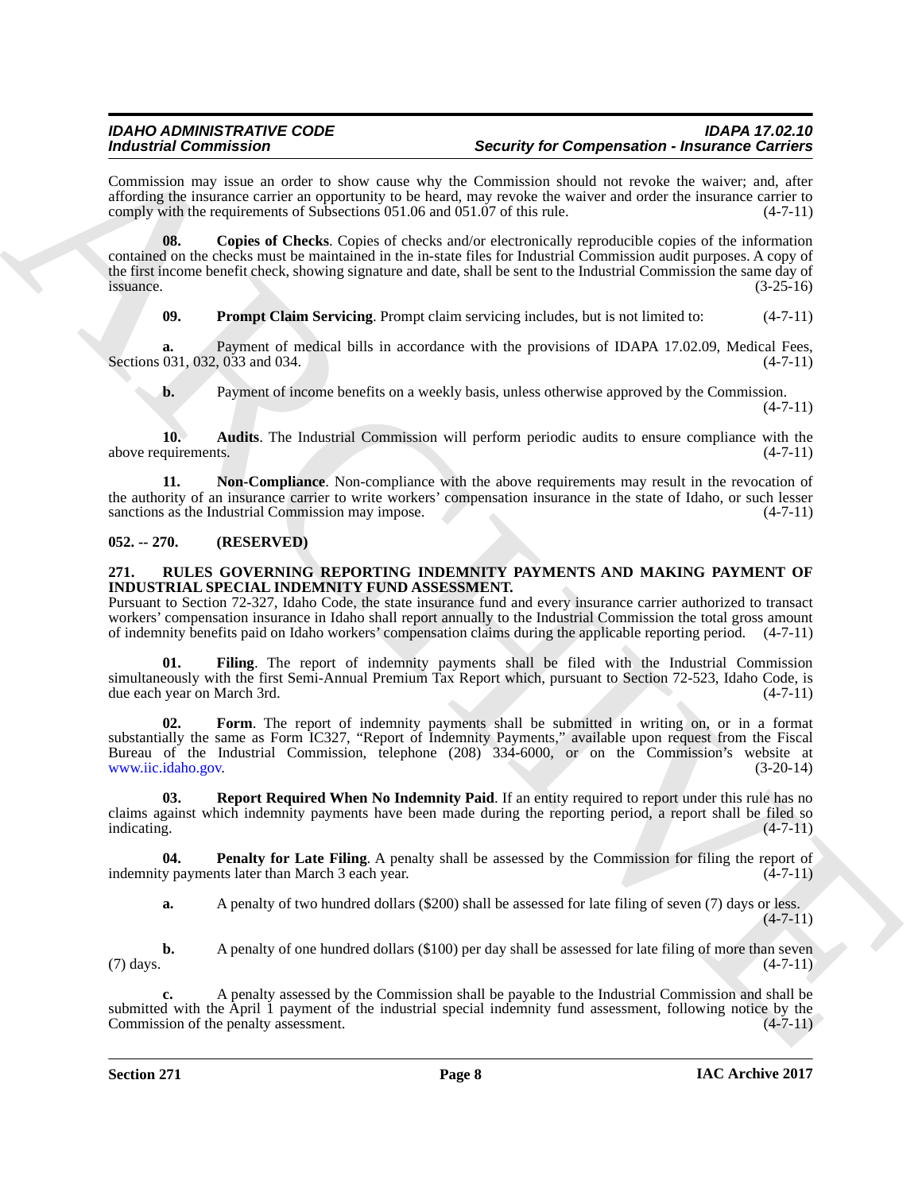Commission may issue an order to show cause why the Commission should not revoke the waiver; and, after affording the insurance carrier an opportunity to be heard, may revoke the waiver and order the insurance carrier to comply with the requirements of Subsections 051.06 and 051.07 of this rule. (4-7-11)

**08. Copies of Checks**. Copies of checks and/or electronically reproducible copies of the information contained on the checks must be maintained in the in-state files for Industrial Commission audit purposes. A copy of the first income benefit check, showing signature and date, shall be sent to the Industrial Commission the same day of issuance. (3-25-16)

**09. Prompt Claim Servicing**. Prompt claim servicing includes, but is not limited to: (4-7-11)

**a.** Payment of medical bills in accordance with the provisions of IDAPA 17.02.09, Medical Fees, Sections 031, 032, 033 and 034. (4-7-11)

**b.** Payment of income benefits on a weekly basis, unless otherwise approved by the Commission. (4-7-11)

**10. Audits**. The Industrial Commission will perform periodic audits to ensure compliance with the above requirements. (4-7-11)

**11. Non-Compliance**. Non-compliance with the above requirements may result in the revocation of the authority of an insurance carrier to write workers' compensation insurance in the state of Idaho, or such lesser sanctions as the Industrial Commission may impose. (4-7-11)

## 052. -- 270. (RESERVED)

## 271. RULES GOVERNING REPORTING INDEMNITY PAYMENTS AND MAKING PAYMENT OF INDUSTRIAL SPECIAL INDEMNITY FUND ASSESSMENT.

Pursuant to Section 72-327, Idaho Code, the state insurance fund and every insurance carrier authorized to transact workers' compensation insurance in Idaho shall report annually to the Industrial Commission the total gross amount of indemnity benefits paid on Idaho workers' compensation claims during the applicable reporting period. (4-7-11)

**01. Filing**. The report of indemnity payments shall be filed with the Industrial Commission simultaneously with the first Semi-Annual Premium Tax Report which, pursuant to Section 72-523, Idaho Code, is due each year on March 3rd. (4-7-11)

**02. Form**. The report of indemnity payments shall be submitted in writing on, or in a format substantially the same as Form IC327, "Report of Indemnity Payments," available upon request from the Fiscal Bureau of the Industrial Commission, telephone (208) 334-6000, or on the Commission's website at www.iic.idaho.gov. (3-20-14)

**03. Report Required When No Indemnity Paid**. If an entity required to report under this rule has no claims against which indemnity payments have been made during the reporting period, a report shall be filed so indicating. (4-7-11)

**04. Penalty for Late Filing**. A penalty shall be assessed by the Commission for filing the report of indemnity payments later than March 3 each year. (4-7-11)

**a.** A penalty of two hundred dollars ($200) shall be assessed for late filing of seven (7) days or less. (4-7-11)

**b.** A penalty of one hundred dollars ($100) per day shall be assessed for late filing of more than seven (7) days. (4-7-11)

**c.** A penalty assessed by the Commission shall be payable to the Industrial Commission and shall be submitted with the April 1 payment of the industrial special indemnity fund assessment, following notice by the Commission of the penalty assessment. (4-7-11)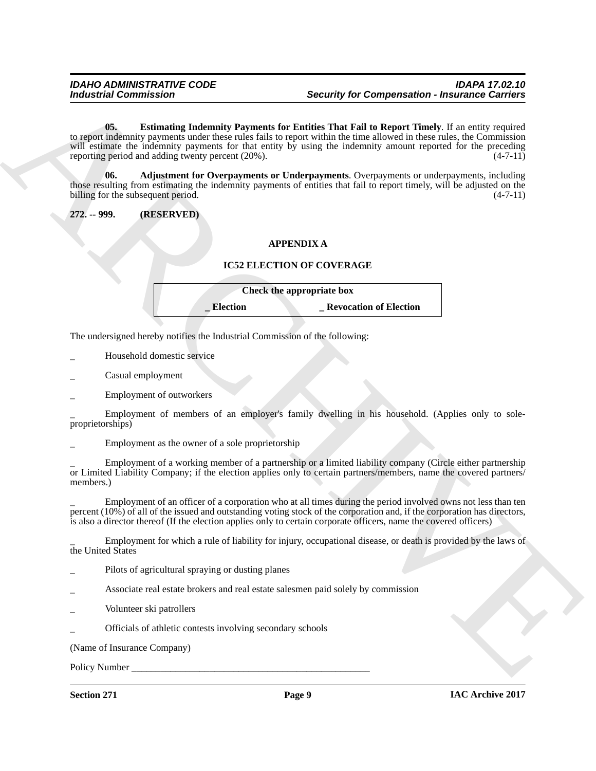**05. Estimating Indemnity Payments for Entities That Fail to Report Timely**. If an entity required to report indemnity payments under these rules fails to report within the time allowed in these rules, the Commission will estimate the indemnity payments for that entity by using the indemnity amount reported for the preceding reporting period and adding twenty percent (20%). (4-7-11)

**06. Adjustment for Overpayments or Underpayments**. Overpayments or underpayments, including those resulting from estimating the indemnity payments of entities that fail to report timely, will be adjusted on the billing for the subsequent period. (4-7-11)

**272. -- 999. (RESERVED)**

## APPENDIX A

## IC52 ELECTION OF COVERAGE

| Check the appropriate box | |
|---|---|
| **_ Election** | **_ Revocation of Election** |

The undersigned hereby notifies the Industrial Commission of the following:

_ Household domestic service

_ Casual employment

_ Employment of outworkers

_ Employment of members of an employer's family dwelling in his household. (Applies only to sole-proprietorships)

_ Employment as the owner of a sole proprietorship

_ Employment of a working member of a partnership or a limited liability company (Circle either partnership or Limited Liability Company; if the election applies only to certain partners/members, name the covered partners/members.)

_ Employment of an officer of a corporation who at all times during the period involved owns not less than ten percent (10%) of all of the issued and outstanding voting stock of the corporation and, if the corporation has directors, is also a director thereof (If the election applies only to certain corporate officers, name the covered officers)

_ Employment for which a rule of liability for injury, occupational disease, or death is provided by the laws of the United States

_ Pilots of agricultural spraying or dusting planes

_ Associate real estate brokers and real estate salesmen paid solely by commission

_ Volunteer ski patrollers

_ Officials of athletic contests involving secondary schools

(Name of Insurance Company)

Policy Number ___________________________________________________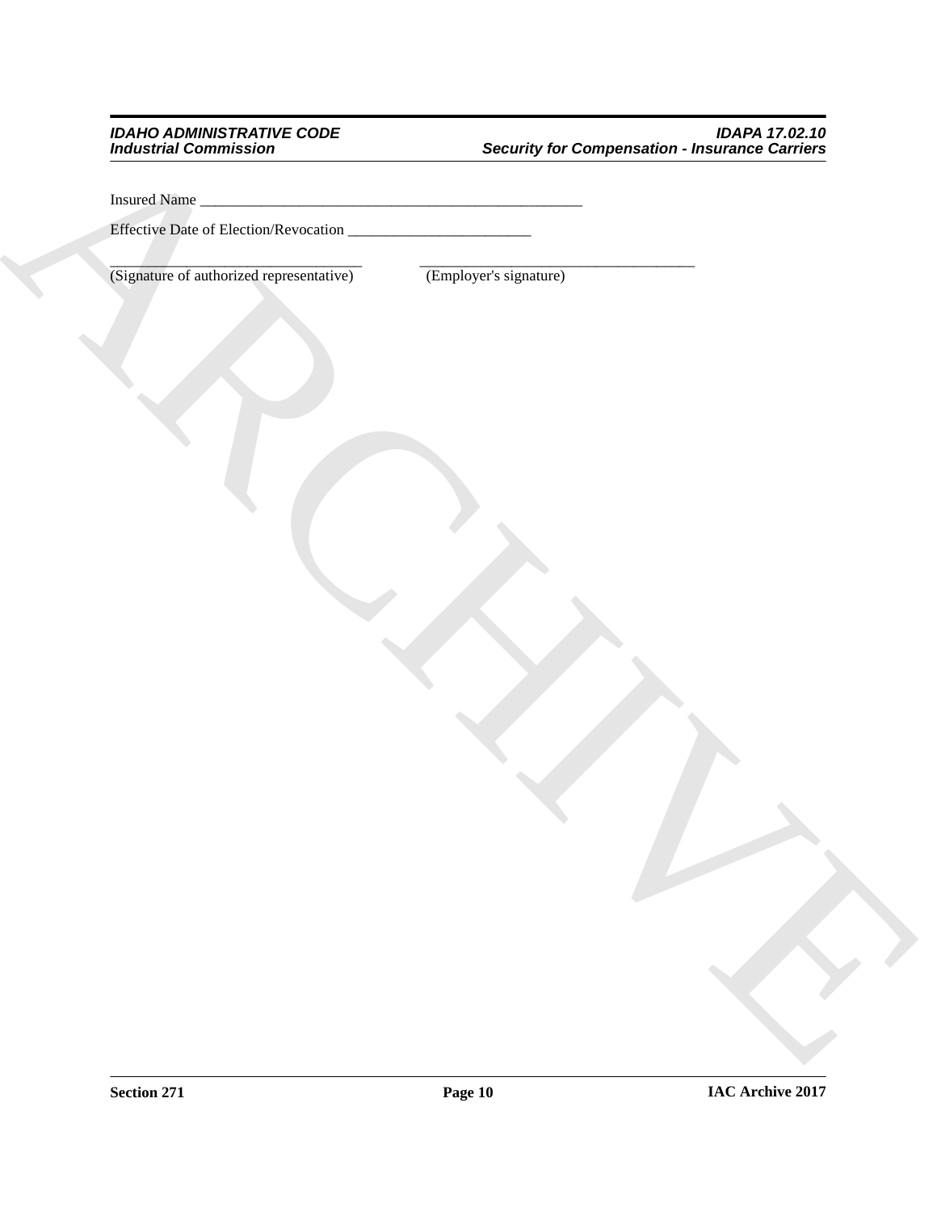Insured Name ___________________________________________________

Effective Date of Election/Revocation ________________________

________________________________ ____________________________________

(Signature of authorized representative) (Employer's signature)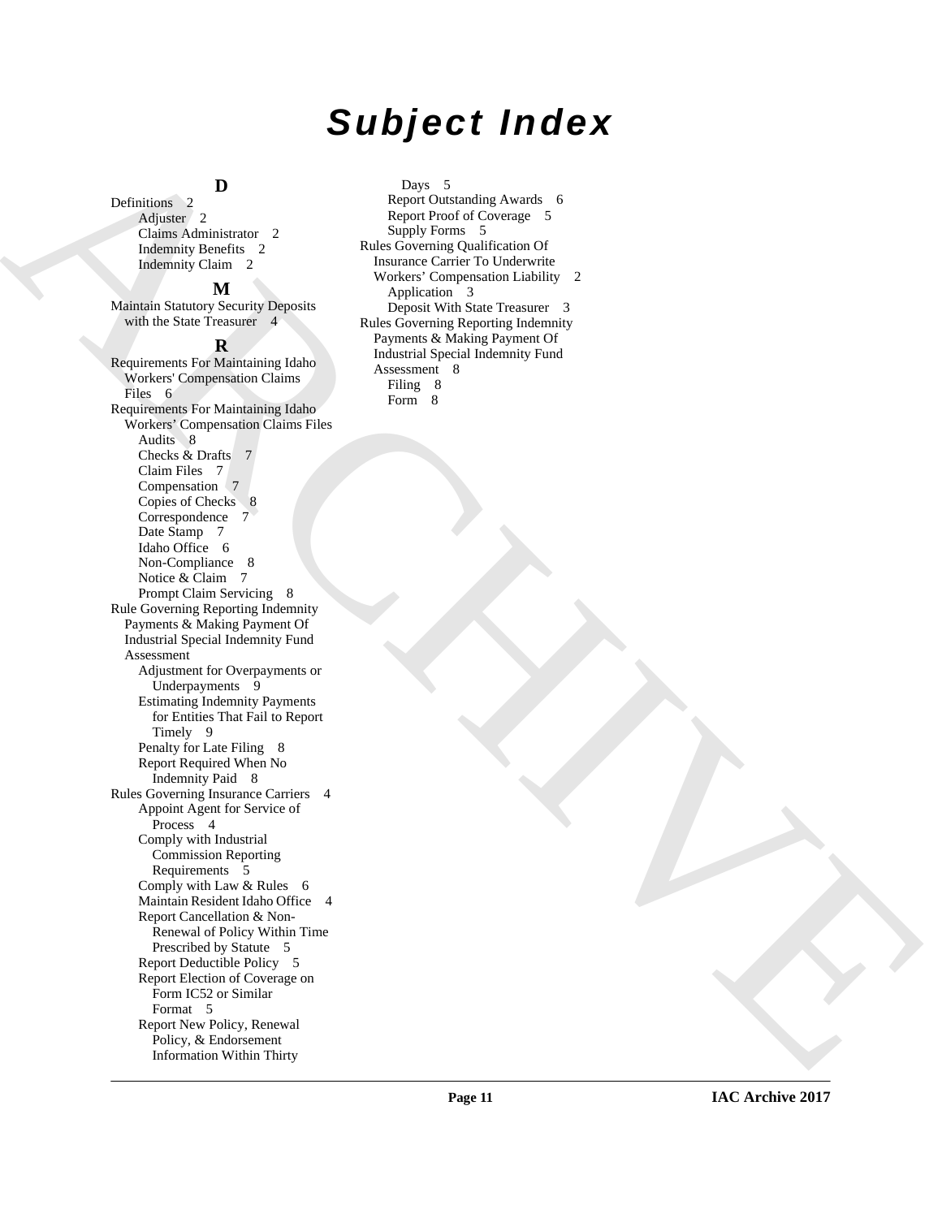# Subject Index

**D**

Definitions 2
- Adjuster 2
- Claims Administrator 2
- Indemnity Benefits 2
- Indemnity Claim 2

**M**

Maintain Statutory Security Deposits with the State Treasurer 4

**R**

Requirements For Maintaining Idaho Workers' Compensation Claims Files 6

Requirements For Maintaining Idaho Workers' Compensation Claims Files
- Audits 8
- Checks & Drafts 7
- Claim Files 7
- Compensation 7
- Copies of Checks 8
- Correspondence 7
- Date Stamp 7
- Idaho Office 6
- Non-Compliance 8
- Notice & Claim 7
- Prompt Claim Servicing 8

Rule Governing Reporting Indemnity Payments & Making Payment Of Industrial Special Indemnity Fund Assessment
- Adjustment for Overpayments or Underpayments 9
- Estimating Indemnity Payments for Entities That Fail to Report Timely 9
- Penalty for Late Filing 8
- Report Required When No Indemnity Paid 8

Rules Governing Insurance Carriers 4
- Appoint Agent for Service of Process 4
- Comply with Industrial Commission Reporting Requirements 5
- Comply with Law & Rules 6
- Maintain Resident Idaho Office 4
- Report Cancellation & Non-Renewal of Policy Within Time Prescribed by Statute 5
- Report Deductible Policy 5
- Report Election of Coverage on Form IC52 or Similar Format 5
- Report New Policy, Renewal Policy, & Endorsement Information Within Thirty Days 5
- Report Outstanding Awards 6
- Report Proof of Coverage 5
- Supply Forms 5

Rules Governing Qualification Of Insurance Carrier To Underwrite Workers' Compensation Liability 2
- Application 3
- Deposit With State Treasurer 3

Rules Governing Reporting Indemnity Payments & Making Payment Of Industrial Special Indemnity Fund Assessment 8
- Filing 8
- Form 8